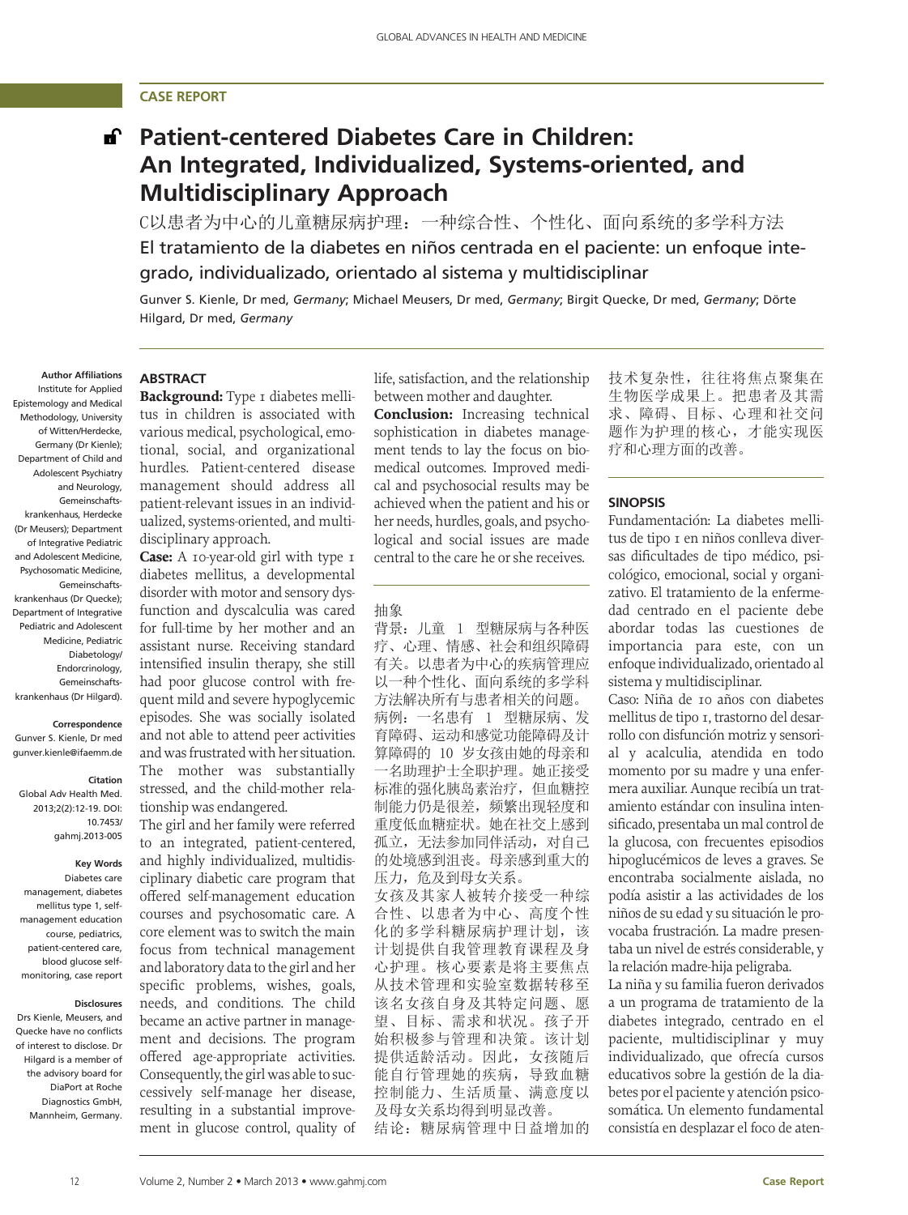CASE REPORT

# Patient-centered Diabetes Care in Children: An Integrated, Individualized, Systems-oriented, and Multidisciplinary Approach

C以患者为中心的儿童糖尿病护理：一种综合性、个性化、面向系统的多学科方法

El tratamiento de la diabetes en niños centrada en el paciente: un enfoque integrado, individualizado, orientado al sistema y multidisciplinar

Gunver S. Kienle, Dr med, *Germany*; Michael Meusers, Dr med, *Germany*; Birgit Quecke, Dr med, *Germany*; Dörte Hilgard, Dr med, *Germany*

**Author Affiliations**
Institute for Applied Epistemology and Medical Methodology, University of Witten/Herdecke, Germany (Dr Kienle); Department of Child and Adolescent Psychiatry and Neurology, Gemeinschafts-krankenhaus, Herdecke (Dr Meusers); Department of Integrative Pediatric and Adolescent Medicine, Psychosomatic Medicine, Gemeinschafts-krankenhaus (Dr Quecke); Department of Integrative Pediatric and Adolescent Medicine, Pediatric Diabetology/ Endorcrinology, Gemeinschafts-krankenhaus (Dr Hilgard).

**Correspondence**
Gunver S. Kienle, Dr med
gunver.kienle@ifaemm.de

**Citation**
Global Adv Health Med. 2013;2(2):12-19. DOI: 10.7453/ gahmj.2013-005

**Key Words**
Diabetes care management, diabetes mellitus type 1, self-management education course, pediatrics, patient-centered care, blood glucose self-monitoring, case report

**Disclosures**
Drs Kienle, Meusers, and Quecke have no conflicts of interest to disclose. Dr Hilgard is a member of the advisory board for DiaPort at Roche Diagnostics GmbH, Mannheim, Germany.

## ABSTRACT

**Background:** Type 1 diabetes mellitus in children is associated with various medical, psychological, emotional, social, and organizational hurdles. Patient-centered disease management should address all patient-relevant issues in an individualized, systems-oriented, and multidisciplinary approach.

**Case:** A 10-year-old girl with type 1 diabetes mellitus, a developmental disorder with motor and sensory dysfunction and dyscalculia was cared for full-time by her mother and an assistant nurse. Receiving standard intensified insulin therapy, she still had poor glucose control with frequent mild and severe hypoglycemic episodes. She was socially isolated and not able to attend peer activities and was frustrated with her situation. The mother was substantially stressed, and the child-mother relationship was endangered.

The girl and her family were referred to an integrated, patient-centered, and highly individualized, multidisciplinary diabetic care program that offered self-management education courses and psychosomatic care. A core element was to switch the main focus from technical management and laboratory data to the girl and her specific problems, wishes, goals, needs, and conditions. The child became an active partner in management and decisions. The program offered age-appropriate activities. Consequently, the girl was able to successively self-manage her disease, resulting in a substantial improvement in glucose control, quality of life, satisfaction, and the relationship between mother and daughter.

**Conclusion:** Increasing technical sophistication in diabetes management tends to lay the focus on biomedical outcomes. Improved medical and psychosocial results may be achieved when the patient and his or her needs, hurdles, goals, and psychological and social issues are made central to the care he or she receives.

## 抽象

背景：儿童 1 型糖尿病与各种医疗、心理、情感、社会和组织障碍有关。以患者为中心的疾病管理应以一种个性化、面向系统的多学科方法解决所有与患者相关的问题。

病例：一名患有 1 型糖尿病、发育障碍、运动和感觉功能障碍及计算障碍的 10 岁女孩由她的母亲和一名助理护士全职护理。她正接受标准的强化胰岛素治疗，但血糖控制能力仍是很差，频繁出现轻度和重度低血糖症状。她在社交上感到孤立，无法参加同伴活动，对自己的处境感到沮丧。母亲感到重大的压力，危及到母女关系。

女孩及其家人被转介接受一种综合性、以患者为中心、高度个性化的多学科糖尿病护理计划，该计划提供自我管理教育课程及身心护理。核心要素是将主要焦点从技术管理和实验室数据转移至该名女孩自身及其特定问题、愿望、目标、需求和状况。孩子开始积极参与管理和决策。该计划提供适龄活动。因此，女孩随后能自行管理她的疾病，导致血糖控制能力、生活质量、满意度以及母女关系均得到明显改善。

结论：糖尿病管理中日益增加的技术复杂性，往往将焦点聚集在生物医学成果上。把患者及其需求、障碍、目标、心理和社交问题作为护理的核心，才能实现医疗和心理方面的改善。

## SINOPSIS

Fundamentación: La diabetes mellitus de tipo 1 en niños conlleva diversas dificultades de tipo médico, psicológico, emocional, social y organizativo. El tratamiento de la enfermedad centrado en el paciente debe abordar todas las cuestiones de importancia para este, con un enfoque individualizado, orientado al sistema y multidisciplinar.

Caso: Niña de 10 años con diabetes mellitus de tipo 1, trastorno del desarrollo con disfunción motriz y sensorial y acalculia, atendida en todo momento por su madre y una enfermera auxiliar. Aunque recibía un tratamiento estándar con insulina intensificado, presentaba un mal control de la glucosa, con frecuentes episodios hipoglucémicos de leves a graves. Se encontraba socialmente aislada, no podía asistir a las actividades de los niños de su edad y su situación le provocaba frustración. La madre presentaba un nivel de estrés considerable, y la relación madre-hija peligraba.

La niña y su familia fueron derivados a un programa de tratamiento de la diabetes integrado, centrado en el paciente, multidisciplinar y muy individualizado, que ofrecía cursos educativos sobre la gestión de la diabetes por el paciente y atención psicosomática. Un elemento fundamental consistía en desplazar el foco de aten-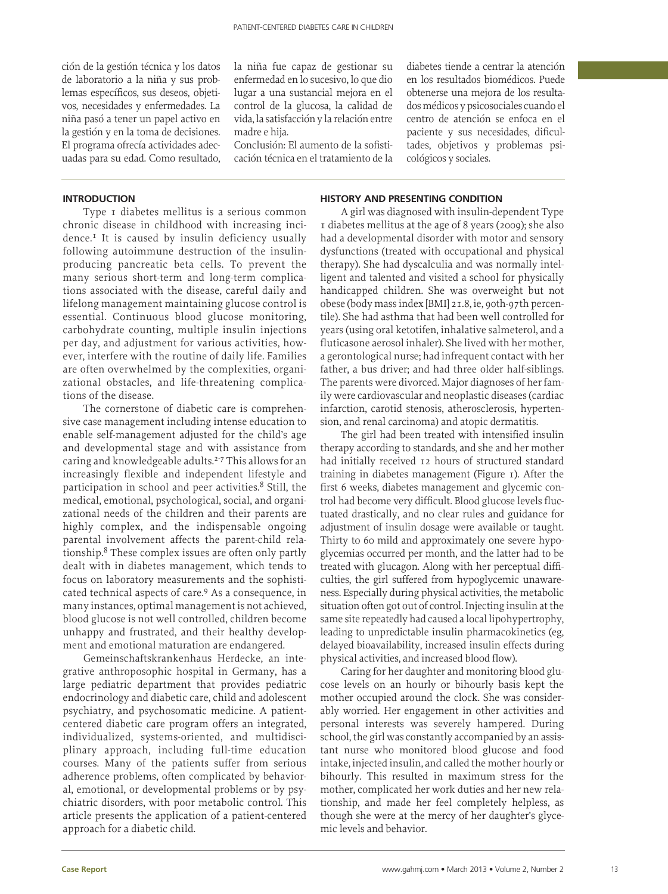ción de la gestión técnica y los datos de laboratorio a la niña y sus problemas específicos, sus deseos, objetivos, necesidades y enfermedades. La niña pasó a tener un papel activo en la gestión y en la toma de decisiones. El programa ofrecía actividades adecuadas para su edad. Como resultado, la niña fue capaz de gestionar su enfermedad en lo sucesivo, lo que dio lugar a una sustancial mejora en el control de la glucosa, la calidad de vida, la satisfacción y la relación entre madre e hija.

Conclusión: El aumento de la sofisticación técnica en el tratamiento de la diabetes tiende a centrar la atención en los resultados biomédicos. Puede obtenerse una mejora de los resultados médicos y psicosociales cuando el centro de atención se enfoca en el paciente y sus necesidades, dificultades, objetivos y problemas psicológicos y sociales.

## INTRODUCTION

Type 1 diabetes mellitus is a serious common chronic disease in childhood with increasing incidence.[1] It is caused by insulin deficiency usually following autoimmune destruction of the insulin-producing pancreatic beta cells. To prevent the many serious short-term and long-term complications associated with the disease, careful daily and lifelong management maintaining glucose control is essential. Continuous blood glucose monitoring, carbohydrate counting, multiple insulin injections per day, and adjustment for various activities, however, interfere with the routine of daily life. Families are often overwhelmed by the complexities, organizational obstacles, and life-threatening complications of the disease.

The cornerstone of diabetic care is comprehensive case management including intense education to enable self-management adjusted for the child's age and developmental stage and with assistance from caring and knowledgeable adults.[2-7] This allows for an increasingly flexible and independent lifestyle and participation in school and peer activities.[8] Still, the medical, emotional, psychological, social, and organizational needs of the children and their parents are highly complex, and the indispensable ongoing parental involvement affects the parent-child relationship.[8] These complex issues are often only partly dealt with in diabetes management, which tends to focus on laboratory measurements and the sophisticated technical aspects of care.[9] As a consequence, in many instances, optimal management is not achieved, blood glucose is not well controlled, children become unhappy and frustrated, and their healthy development and emotional maturation are endangered.

Gemeinschaftskrankenhaus Herdecke, an integrative anthroposophic hospital in Germany, has a large pediatric department that provides pediatric endocrinology and diabetic care, child and adolescent psychiatry, and psychosomatic medicine. A patient-centered diabetic care program offers an integrated, individualized, systems-oriented, and multidisciplinary approach, including full-time education courses. Many of the patients suffer from serious adherence problems, often complicated by behavioral, emotional, or developmental problems or by psychiatric disorders, with poor metabolic control. This article presents the application of a patient-centered approach for a diabetic child.

## HISTORY AND PRESENTING CONDITION

A girl was diagnosed with insulin-dependent Type 1 diabetes mellitus at the age of 8 years (2009); she also had a developmental disorder with motor and sensory dysfunctions (treated with occupational and physical therapy). She had dyscalculia and was normally intelligent and talented and visited a school for physically handicapped children. She was overweight but not obese (body mass index [BMI] 21.8, ie, 90th-97th percentile). She had asthma that had been well controlled for years (using oral ketotifen, inhalative salmeterol, and a fluticasone aerosol inhaler). She lived with her mother, a gerontological nurse; had infrequent contact with her father, a bus driver; and had three older half-siblings. The parents were divorced. Major diagnoses of her family were cardiovascular and neoplastic diseases (cardiac infarction, carotid stenosis, atherosclerosis, hypertension, and renal carcinoma) and atopic dermatitis.

The girl had been treated with intensified insulin therapy according to standards, and she and her mother had initially received 12 hours of structured standard training in diabetes management (Figure 1). After the first 6 weeks, diabetes management and glycemic control had become very difficult. Blood glucose levels fluctuated drastically, and no clear rules and guidance for adjustment of insulin dosage were available or taught. Thirty to 60 mild and approximately one severe hypoglycemias occurred per month, and the latter had to be treated with glucagon. Along with her perceptual difficulties, the girl suffered from hypoglycemic unawareness. Especially during physical activities, the metabolic situation often got out of control. Injecting insulin at the same site repeatedly had caused a local lipohypertrophy, leading to unpredictable insulin pharmacokinetics (eg, delayed bioavailability, increased insulin effects during physical activities, and increased blood flow).

Caring for her daughter and monitoring blood glucose levels on an hourly or bihourly basis kept the mother occupied around the clock. She was considerably worried. Her engagement in other activities and personal interests was severely hampered. During school, the girl was constantly accompanied by an assistant nurse who monitored blood glucose and food intake, injected insulin, and called the mother hourly or bihourly. This resulted in maximum stress for the mother, complicated her work duties and her new relationship, and made her feel completely helpless, as though she were at the mercy of her daughter's glycemic levels and behavior.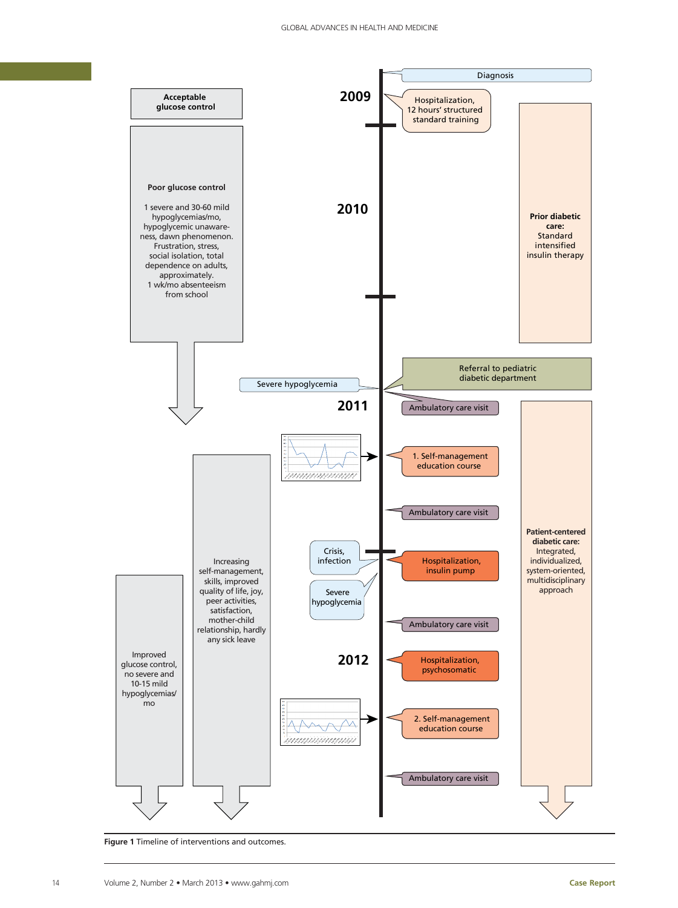Acceptable glucose control

Poor glucose control

1 severe and 30-60 mild hypoglycemias/mo, hypoglycemic unawareness, dawn phenomenon. Frustration, stress, social isolation, total dependence on adults, approximately. 1 wk/mo absenteeism from school

Diagnosis

2009

Hospitalization, 12 hours' structured standard training

2010

Prior diabetic care: Standard intensified insulin therapy

Referral to pediatric diabetic department

Severe hypoglycemia

2011

Ambulatory care visit

1. Self-management education course

Ambulatory care visit

Crisis, infection

Hospitalization, insulin pump

Severe hypoglycemia

Ambulatory care visit

Increasing self-management, skills, improved quality of life, joy, peer activities, satisfaction, mother-child relationship, hardly any sick leave

Improved glucose control, no severe and 10-15 mild hypoglycemias/mo

Patient-centered diabetic care: Integrated, individualized, system-oriented, multidisciplinary approach

2012

Hospitalization, psychosomatic

2. Self-management education course

Ambulatory care visit

**Figure 1** Timeline of interventions and outcomes.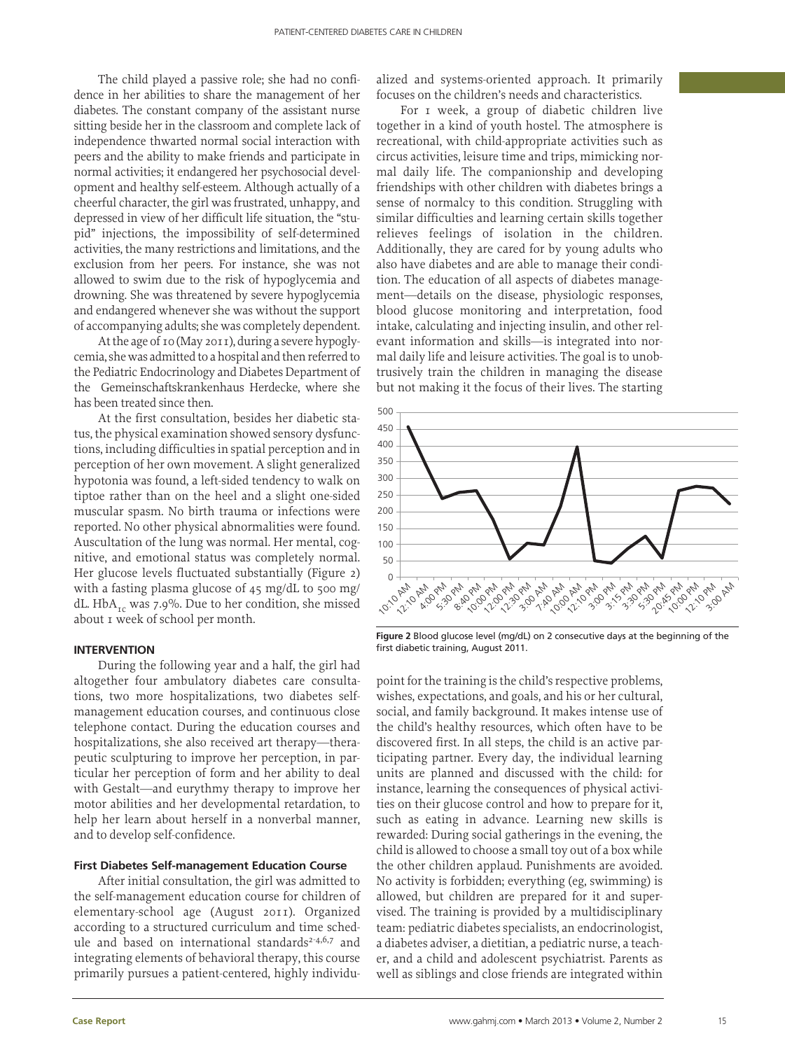The child played a passive role; she had no confidence in her abilities to share the management of her diabetes. The constant company of the assistant nurse sitting beside her in the classroom and complete lack of independence thwarted normal social interaction with peers and the ability to make friends and participate in normal activities; it endangered her psychosocial development and healthy self-esteem. Although actually of a cheerful character, the girl was frustrated, unhappy, and depressed in view of her difficult life situation, the "stupid" injections, the impossibility of self-determined activities, the many restrictions and limitations, and the exclusion from her peers. For instance, she was not allowed to swim due to the risk of hypoglycemia and drowning. She was threatened by severe hypoglycemia and endangered whenever she was without the support of accompanying adults; she was completely dependent.

At the age of 10 (May 2011), during a severe hypoglycemia, she was admitted to a hospital and then referred to the Pediatric Endocrinology and Diabetes Department of the Gemeinschaftskrankenhaus Herdecke, where she has been treated since then.

At the first consultation, besides her diabetic status, the physical examination showed sensory dysfunctions, including difficulties in spatial perception and in perception of her own movement. A slight generalized hypotonia was found, a left-sided tendency to walk on tiptoe rather than on the heel and a slight one-sided muscular spasm. No birth trauma or infections were reported. No other physical abnormalities were found. Auscultation of the lung was normal. Her mental, cognitive, and emotional status was completely normal. Her glucose levels fluctuated substantially (Figure 2) with a fasting plasma glucose of 45 mg/dL to 500 mg/dL. $HbA_{1c}$ was 7.9%. Due to her condition, she missed about 1 week of school per month.

## INTERVENTION

During the following year and a half, the girl had altogether four ambulatory diabetes care consultations, two more hospitalizations, two diabetes self-management education courses, and continuous close telephone contact. During the education courses and hospitalizations, she also received art therapy—therapeutic sculpturing to improve her perception, in particular her perception of form and her ability to deal with Gestalt—and eurythmy therapy to improve her motor abilities and her developmental retardation, to help her learn about herself in a nonverbal manner, and to develop self-confidence.

### First Diabetes Self-management Education Course

After initial consultation, the girl was admitted to the self-management education course for children of elementary-school age (August 2011). Organized according to a structured curriculum and time schedule and based on international standards[2-4,6,7] and integrating elements of behavioral therapy, this course primarily pursues a patient-centered, highly individualized and systems-oriented approach. It primarily focuses on the children's needs and characteristics.

For 1 week, a group of diabetic children live together in a kind of youth hostel. The atmosphere is recreational, with child-appropriate activities such as circus activities, leisure time and trips, mimicking normal daily life. The companionship and developing friendships with other children with diabetes brings a sense of normalcy to this condition. Struggling with similar difficulties and learning certain skills together relieves feelings of isolation in the children. Additionally, they are cared for by young adults who also have diabetes and are able to manage their condition. The education of all aspects of diabetes management—details on the disease, physiologic responses, blood glucose monitoring and interpretation, food intake, calculating and injecting insulin, and other relevant information and skills—is integrated into normal daily life and leisure activities. The goal is to unobtrusively train the children in managing the disease but not making it the focus of their lives. The starting point for the training is the child's respective problems, wishes, expectations, and goals, and his or her cultural, social, and family background. It makes intense use of the child's healthy resources, which often have to be discovered first. In all steps, the child is an active participating partner. Every day, the individual learning units are planned and discussed with the child: for instance, learning the consequences of physical activities on their glucose control and how to prepare for it, such as eating in advance. Learning new skills is rewarded: During social gatherings in the evening, the child is allowed to choose a small toy out of a box while the other children applaud. Punishments are avoided. No activity is forbidden; everything (eg, swimming) is allowed, but children are prepared for it and supervised. The training is provided by a multidisciplinary team: pediatric diabetes specialists, an endocrinologist, a diabetes adviser, a dietitian, a pediatric nurse, a teacher, and a child and adolescent psychiatrist. Parents as well as siblings and close friends are integrated within

**Figure 2** Blood glucose level (mg/dL) on 2 consecutive days at the beginning of the first diabetic training, August 2011.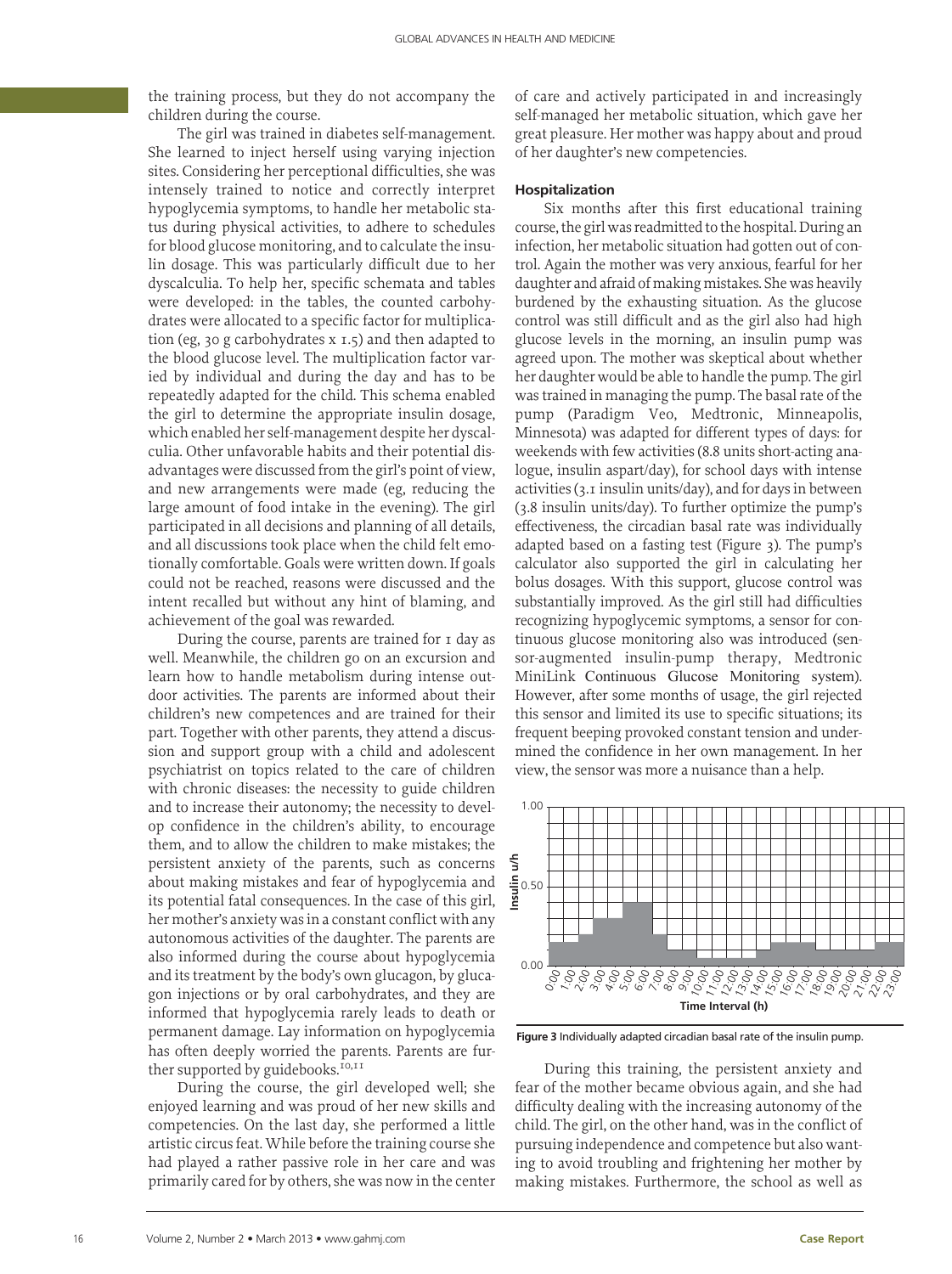the training process, but they do not accompany the children during the course.

The girl was trained in diabetes self-management. She learned to inject herself using varying injection sites. Considering her perceptional difficulties, she was intensely trained to notice and correctly interpret hypoglycemia symptoms, to handle her metabolic status during physical activities, to adhere to schedules for blood glucose monitoring, and to calculate the insulin dosage. This was particularly difficult due to her dyscalculia. To help her, specific schemata and tables were developed: in the tables, the counted carbohydrates were allocated to a specific factor for multiplication (eg, 30 g carbohydrates x 1.5) and then adapted to the blood glucose level. The multiplication factor varied by individual and during the day and has to be repeatedly adapted for the child. This schema enabled the girl to determine the appropriate insulin dosage, which enabled her self-management despite her dyscalculia. Other unfavorable habits and their potential disadvantages were discussed from the girl's point of view, and new arrangements were made (eg, reducing the large amount of food intake in the evening). The girl participated in all decisions and planning of all details, and all discussions took place when the child felt emotionally comfortable. Goals were written down. If goals could not be reached, reasons were discussed and the intent recalled but without any hint of blaming, and achievement of the goal was rewarded.

During the course, parents are trained for 1 day as well. Meanwhile, the children go on an excursion and learn how to handle metabolism during intense outdoor activities. The parents are informed about their children's new competences and are trained for their part. Together with other parents, they attend a discussion and support group with a child and adolescent psychiatrist on topics related to the care of children with chronic diseases: the necessity to guide children and to increase their autonomy; the necessity to develop confidence in the children's ability, to encourage them, and to allow the children to make mistakes; the persistent anxiety of the parents, such as concerns about making mistakes and fear of hypoglycemia and its potential fatal consequences. In the case of this girl, her mother's anxiety was in a constant conflict with any autonomous activities of the daughter. The parents are also informed during the course about hypoglycemia and its treatment by the body's own glucagon, by glucagon injections or by oral carbohydrates, and they are informed that hypoglycemia rarely leads to death or permanent damage. Lay information on hypoglycemia has often deeply worried the parents. Parents are further supported by guidebooks.[10,11]

During the course, the girl developed well; she enjoyed learning and was proud of her new skills and competencies. On the last day, she performed a little artistic circus feat. While before the training course she had played a rather passive role in her care and was primarily cared for by others, she was now in the center of care and actively participated in and increasingly self-managed her metabolic situation, which gave her great pleasure. Her mother was happy about and proud of her daughter's new competencies.

#### Hospitalization

Six months after this first educational training course, the girl was readmitted to the hospital. During an infection, her metabolic situation had gotten out of control. Again the mother was very anxious, fearful for her daughter and afraid of making mistakes. She was heavily burdened by the exhausting situation. As the glucose control was still difficult and as the girl also had high glucose levels in the morning, an insulin pump was agreed upon. The mother was skeptical about whether her daughter would be able to handle the pump. The girl was trained in managing the pump. The basal rate of the pump (Paradigm Veo, Medtronic, Minneapolis, Minnesota) was adapted for different types of days: for weekends with few activities (8.8 units short-acting analogue, insulin aspart/day), for school days with intense activities (3.1 insulin units/day), and for days in between (3.8 insulin units/day). To further optimize the pump's effectiveness, the circadian basal rate was individually adapted based on a fasting test (Figure 3). The pump's calculator also supported the girl in calculating her bolus dosages. With this support, glucose control was substantially improved. As the girl still had difficulties recognizing hypoglycemic symptoms, a sensor for continuous glucose monitoring also was introduced (sensor-augmented insulin-pump therapy, Medtronic MiniLink Continuous Glucose Monitoring system). However, after some months of usage, the girl rejected this sensor and limited its use to specific situations; its frequent beeping provoked constant tension and undermined the confidence in her own management. In her view, the sensor was more a nuisance than a help.

**Figure 3** Individually adapted circadian basal rate of the insulin pump.

During this training, the persistent anxiety and fear of the mother became obvious again, and she had difficulty dealing with the increasing autonomy of the child. The girl, on the other hand, was in the conflict of pursuing independence and competence but also wanting to avoid troubling and frightening her mother by making mistakes. Furthermore, the school as well as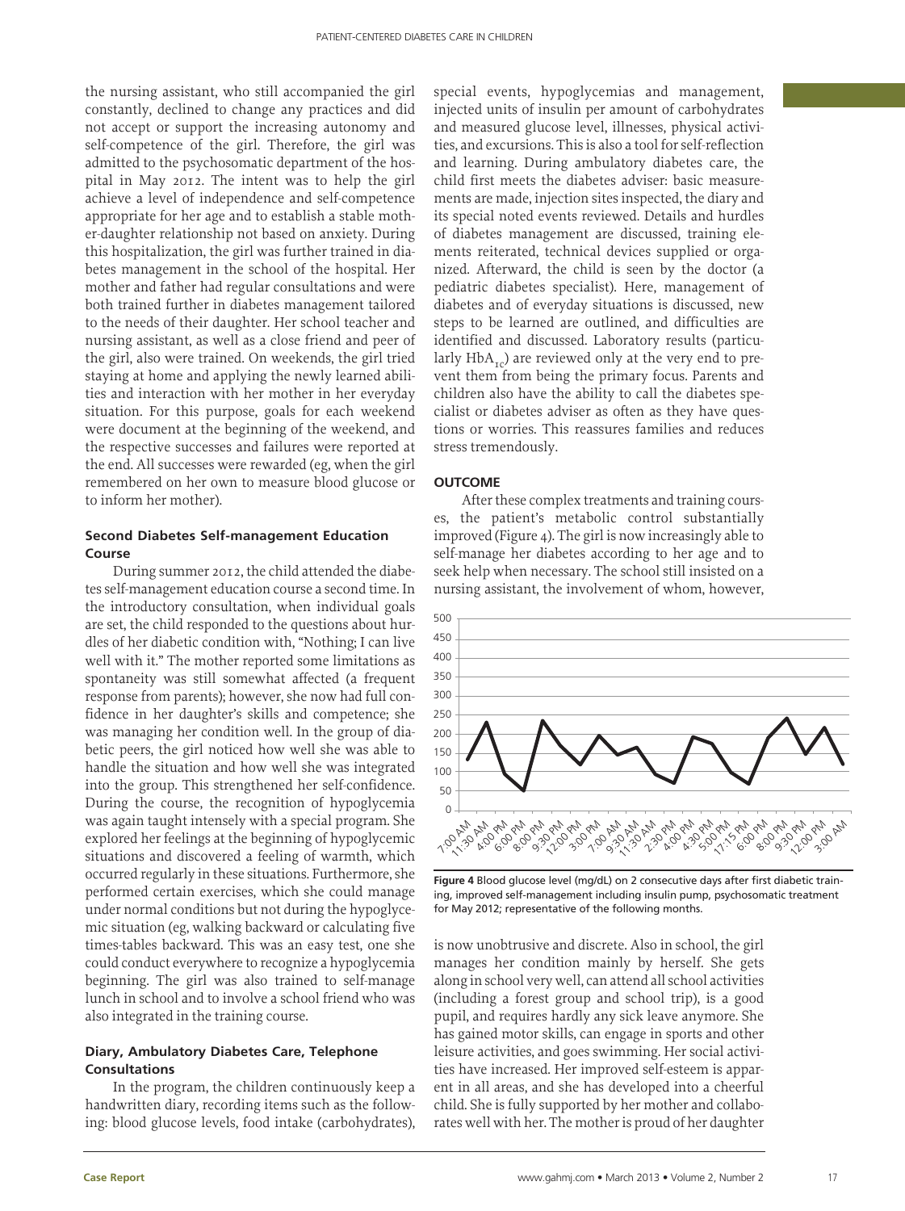the nursing assistant, who still accompanied the girl constantly, declined to change any practices and did not accept or support the increasing autonomy and self-competence of the girl. Therefore, the girl was admitted to the psychosomatic department of the hospital in May 2012. The intent was to help the girl achieve a level of independence and self-competence appropriate for her age and to establish a stable mother-daughter relationship not based on anxiety. During this hospitalization, the girl was further trained in diabetes management in the school of the hospital. Her mother and father had regular consultations and were both trained further in diabetes management tailored to the needs of their daughter. Her school teacher and nursing assistant, as well as a close friend and peer of the girl, also were trained. On weekends, the girl tried staying at home and applying the newly learned abilities and interaction with her mother in her everyday situation. For this purpose, goals for each weekend were document at the beginning of the weekend, and the respective successes and failures were reported at the end. All successes were rewarded (eg, when the girl remembered on her own to measure blood glucose or to inform her mother).

### Second Diabetes Self-management Education Course

During summer 2012, the child attended the diabetes self-management education course a second time. In the introductory consultation, when individual goals are set, the child responded to the questions about hurdles of her diabetic condition with, "Nothing; I can live well with it." The mother reported some limitations as spontaneity was still somewhat affected (a frequent response from parents); however, she now had full confidence in her daughter's skills and competence; she was managing her condition well. In the group of diabetic peers, the girl noticed how well she was able to handle the situation and how well she was integrated into the group. This strengthened her self-confidence. During the course, the recognition of hypoglycemia was again taught intensely with a special program. She explored her feelings at the beginning of hypoglycemic situations and discovered a feeling of warmth, which occurred regularly in these situations. Furthermore, she performed certain exercises, which she could manage under normal conditions but not during the hypoglycemic situation (eg, walking backward or calculating five times-tables backward. This was an easy test, one she could conduct everywhere to recognize a hypoglycemia beginning. The girl was also trained to self-manage lunch in school and to involve a school friend who was also integrated in the training course.

### Diary, Ambulatory Diabetes Care, Telephone Consultations

In the program, the children continuously keep a handwritten diary, recording items such as the following: blood glucose levels, food intake (carbohydrates), special events, hypoglycemias and management, injected units of insulin per amount of carbohydrates and measured glucose level, illnesses, physical activities, and excursions. This is also a tool for self-reflection and learning. During ambulatory diabetes care, the child first meets the diabetes adviser: basic measurements are made, injection sites inspected, the diary and its special noted events reviewed. Details and hurdles of diabetes management are discussed, training elements reiterated, technical devices supplied or organized. Afterward, the child is seen by the doctor (a pediatric diabetes specialist). Here, management of diabetes and of everyday situations is discussed, new steps to be learned are outlined, and difficulties are identified and discussed. Laboratory results (particularly $HbA_{1c}$) are reviewed only at the very end to prevent them from being the primary focus. Parents and children also have the ability to call the diabetes specialist or diabetes adviser as often as they have questions or worries. This reassures families and reduces stress tremendously.

### OUTCOME

After these complex treatments and training courses, the patient's metabolic control substantially improved (Figure 4). The girl is now increasingly able to self-manage her diabetes according to her age and to seek help when necessary. The school still insisted on a nursing assistant, the involvement of whom, however, is now unobtrusive and discrete. Also in school, the girl manages her condition mainly by herself. She gets along in school very well, can attend all school activities (including a forest group and school trip), is a good pupil, and requires hardly any sick leave anymore. She has gained motor skills, can engage in sports and other leisure activities, and goes swimming. Her social activities have increased. Her improved self-esteem is apparent in all areas, and she has developed into a cheerful child. She is fully supported by her mother and collaborates well with her. The mother is proud of her daughter

500
450
400
350
300
250
200
150
100
50
0

7:00 AM, 11:30 AM, 4:00 PM, 6:00 PM, 8:00 PM, 9:30 PM, 12:00 PM, 3:00 PM, 7:00 AM, 9:30 AM, 11:30 AM, 2:30 PM, 4:00 PM, 4:30 PM, 5:00 PM, 17:15 PM, 6:00 PM, 8:00 PM, 9:30 PM, 12:00 PM, 3:00 AM

**Figure 4** Blood glucose level (mg/dL) on 2 consecutive days after first diabetic training, improved self-management including insulin pump, psychosomatic treatment for May 2012; representative of the following months.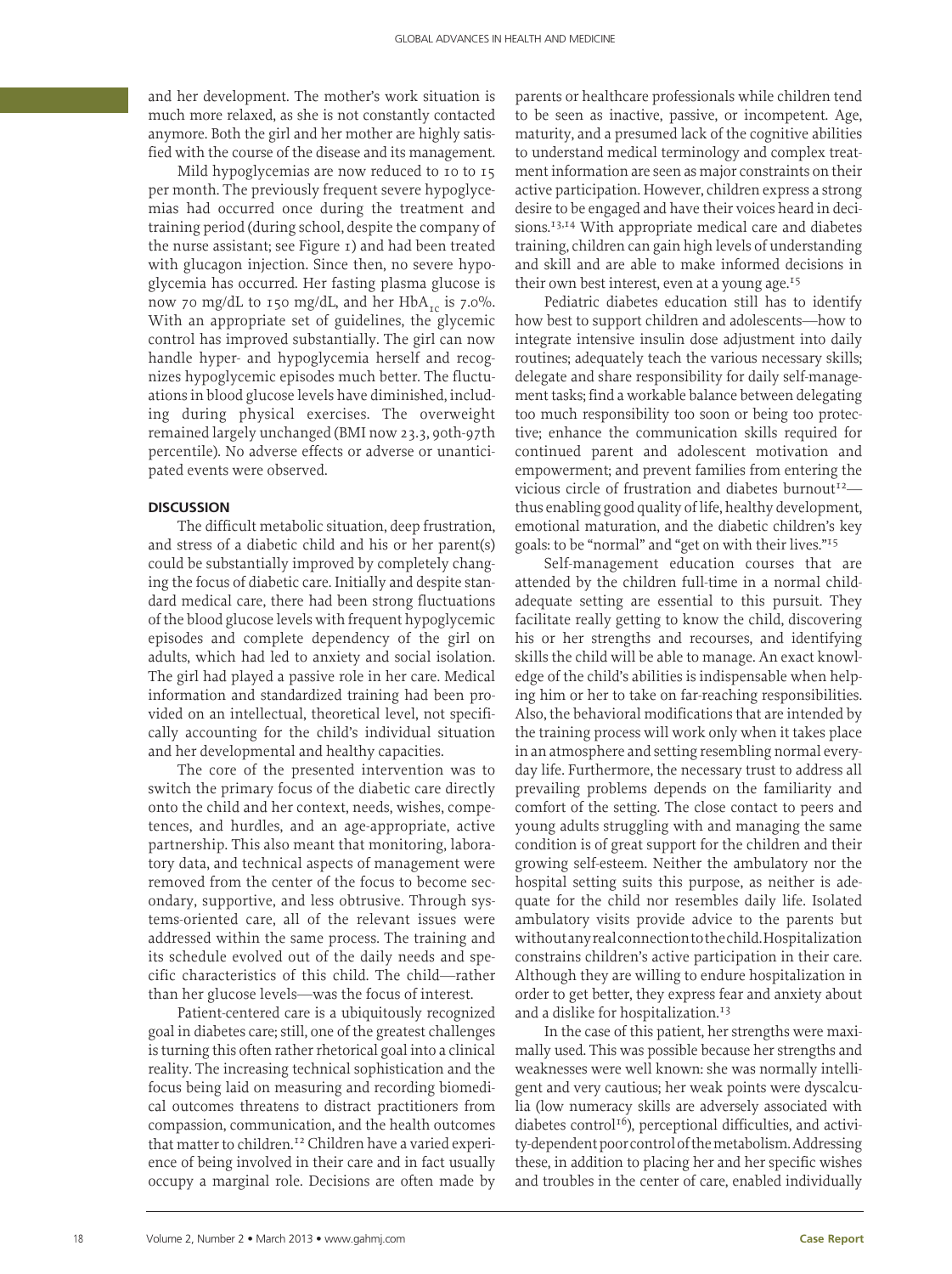and her development. The mother's work situation is much more relaxed, as she is not constantly contacted anymore. Both the girl and her mother are highly satisfied with the course of the disease and its management.

Mild hypoglycemias are now reduced to 10 to 15 per month. The previously frequent severe hypoglycemias had occurred once during the treatment and training period (during school, despite the company of the nurse assistant; see Figure 1) and had been treated with glucagon injection. Since then, no severe hypoglycemia has occurred. Her fasting plasma glucose is now 70 mg/dL to 150 mg/dL, and her $HbA_{1c}$ is 7.0%. With an appropriate set of guidelines, the glycemic control has improved substantially. The girl can now handle hyper- and hypoglycemia herself and recognizes hypoglycemic episodes much better. The fluctuations in blood glucose levels have diminished, including during physical exercises. The overweight remained largely unchanged (BMI now 23.3, 90th-97th percentile). No adverse effects or adverse or unanticipated events were observed.

## DISCUSSION

The difficult metabolic situation, deep frustration, and stress of a diabetic child and his or her parent(s) could be substantially improved by completely changing the focus of diabetic care. Initially and despite standard medical care, there had been strong fluctuations of the blood glucose levels with frequent hypoglycemic episodes and complete dependency of the girl on adults, which had led to anxiety and social isolation. The girl had played a passive role in her care. Medical information and standardized training had been provided on an intellectual, theoretical level, not specifically accounting for the child's individual situation and her developmental and healthy capacities.

The core of the presented intervention was to switch the primary focus of the diabetic care directly onto the child and her context, needs, wishes, competences, and hurdles, and an age-appropriate, active partnership. This also meant that monitoring, laboratory data, and technical aspects of management were removed from the center of the focus to become secondary, supportive, and less obtrusive. Through systems-oriented care, all of the relevant issues were addressed within the same process. The training and its schedule evolved out of the daily needs and specific characteristics of this child. The child—rather than her glucose levels—was the focus of interest.

Patient-centered care is a ubiquitously recognized goal in diabetes care; still, one of the greatest challenges is turning this often rather rhetorical goal into a clinical reality. The increasing technical sophistication and the focus being laid on measuring and recording biomedical outcomes threatens to distract practitioners from compassion, communication, and the health outcomes that matter to children.[12] Children have a varied experience of being involved in their care and in fact usually occupy a marginal role. Decisions are often made by parents or healthcare professionals while children tend to be seen as inactive, passive, or incompetent. Age, maturity, and a presumed lack of the cognitive abilities to understand medical terminology and complex treatment information are seen as major constraints on their active participation. However, children express a strong desire to be engaged and have their voices heard in decisions.[13,14] With appropriate medical care and diabetes training, children can gain high levels of understanding and skill and are able to make informed decisions in their own best interest, even at a young age.[15]

Pediatric diabetes education still has to identify how best to support children and adolescents—how to integrate intensive insulin dose adjustment into daily routines; adequately teach the various necessary skills; delegate and share responsibility for daily self-management tasks; find a workable balance between delegating too much responsibility too soon or being too protective; enhance the communication skills required for continued parent and adolescent motivation and empowerment; and prevent families from entering the vicious circle of frustration and diabetes burnout[12]—thus enabling good quality of life, healthy development, emotional maturation, and the diabetic children's key goals: to be "normal" and "get on with their lives."[15]

Self-management education courses that are attended by the children full-time in a normal child-adequate setting are essential to this pursuit. They facilitate really getting to know the child, discovering his or her strengths and recourses, and identifying skills the child will be able to manage. An exact knowledge of the child's abilities is indispensable when helping him or her to take on far-reaching responsibilities. Also, the behavioral modifications that are intended by the training process will work only when it takes place in an atmosphere and setting resembling normal everyday life. Furthermore, the necessary trust to address all prevailing problems depends on the familiarity and comfort of the setting. The close contact to peers and young adults struggling with and managing the same condition is of great support for the children and their growing self-esteem. Neither the ambulatory nor the hospital setting suits this purpose, as neither is adequate for the child nor resembles daily life. Isolated ambulatory visits provide advice to the parents but without any real connection to the child. Hospitalization constrains children's active participation in their care. Although they are willing to endure hospitalization in order to get better, they express fear and anxiety about and a dislike for hospitalization.[13]

In the case of this patient, her strengths were maximally used. This was possible because her strengths and weaknesses were well known: she was normally intelligent and very cautious; her weak points were dyscalculia (low numeracy skills are adversely associated with diabetes control[16]), perceptional difficulties, and activity-dependent poor control of the metabolism. Addressing these, in addition to placing her and her specific wishes and troubles in the center of care, enabled individually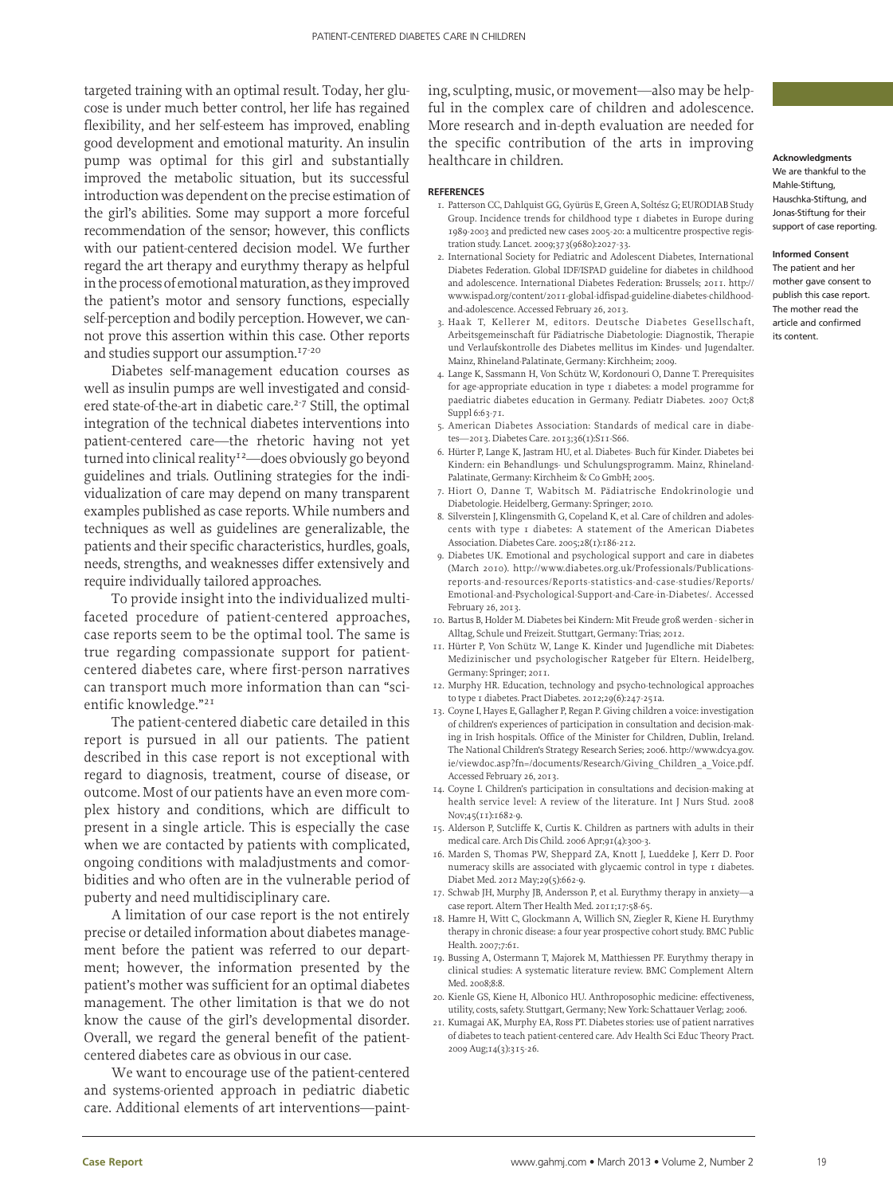targeted training with an optimal result. Today, her glucose is under much better control, her life has regained flexibility, and her self-esteem has improved, enabling good development and emotional maturity. An insulin pump was optimal for this girl and substantially improved the metabolic situation, but its successful introduction was dependent on the precise estimation of the girl's abilities. Some may support a more forceful recommendation of the sensor; however, this conflicts with our patient-centered decision model. We further regard the art therapy and eurythmy therapy as helpful in the process of emotional maturation, as they improved the patient's motor and sensory functions, especially self-perception and bodily perception. However, we cannot prove this assertion within this case. Other reports and studies support our assumption.[17-20]

Diabetes self-management education courses as well as insulin pumps are well investigated and considered state-of-the-art in diabetic care.[2-7] Still, the optimal integration of the technical diabetes interventions into patient-centered care—the rhetoric having not yet turned into clinical reality[12]—does obviously go beyond guidelines and trials. Outlining strategies for the individualization of care may depend on many transparent examples published as case reports. While numbers and techniques as well as guidelines are generalizable, the patients and their specific characteristics, hurdles, goals, needs, strengths, and weaknesses differ extensively and require individually tailored approaches.

To provide insight into the individualized multifaceted procedure of patient-centered approaches, case reports seem to be the optimal tool. The same is true regarding compassionate support for patient-centered diabetes care, where first-person narratives can transport much more information than can "scientific knowledge."[21]

The patient-centered diabetic care detailed in this report is pursued in all our patients. The patient described in this case report is not exceptional with regard to diagnosis, treatment, course of disease, or outcome. Most of our patients have an even more complex history and conditions, which are difficult to present in a single article. This is especially the case when we are contacted by patients with complicated, ongoing conditions with maladjustments and comorbidities and who often are in the vulnerable period of puberty and need multidisciplinary care.

A limitation of our case report is the not entirely precise or detailed information about diabetes management before the patient was referred to our department; however, the information presented by the patient's mother was sufficient for an optimal diabetes management. The other limitation is that we do not know the cause of the girl's developmental disorder. Overall, we regard the general benefit of the patient-centered diabetes care as obvious in our case.

We want to encourage use of the patient-centered and systems-oriented approach in pediatric diabetic care. Additional elements of art interventions—painting, sculpting, music, or movement—also may be helpful in the complex care of children and adolescence. More research and in-depth evaluation are needed for the specific contribution of the arts in improving healthcare in children.

## REFERENCES

1. Patterson CC, Dahlquist GG, Gyürüs E, Green A, Soltész G; EURODIAB Study Group. Incidence trends for childhood type 1 diabetes in Europe during 1989-2003 and predicted new cases 2005-20: a multicentre prospective registration study. Lancet. 2009;373(9680):2027-33.
2. International Society for Pediatric and Adolescent Diabetes, International Diabetes Federation. Global IDF/ISPAD guideline for diabetes in childhood and adolescence. International Diabetes Federation: Brussels; 2011. http://www.ispad.org/content/2011-global-idfispad-guideline-diabetes-childhood-and-adolescence. Accessed February 26, 2013.
3. Haak T, Kellerer M, editors. Deutsche Diabetes Gesellschaft, Arbeitsgemeinschaft für Pädiatrische Diabetologie: Diagnostik, Therapie und Verlaufskontrolle des Diabetes mellitus im Kindes- und Jugendalter. Mainz, Rhineland-Palatinate, Germany: Kirchheim; 2009.
4. Lange K, Sassmann H, Von Schütz W, Kordonouri O, Danne T. Prerequisites for age-appropriate education in type 1 diabetes: a model programme for paediatric diabetes education in Germany. Pediatr Diabetes. 2007 Oct;8 Suppl 6:63-71.
5. American Diabetes Association: Standards of medical care in diabetes—2013. Diabetes Care. 2013;36(1):S11-S66.
6. Hürter P, Lange K, Jastram HU, et al. Diabetes- Buch für Kinder. Diabetes bei Kindern: ein Behandlungs- und Schulungsprogramm. Mainz, Rhineland-Palatinate, Germany: Kirchheim & Co GmbH; 2005.
7. Hiort O, Danne T, Wabitsch M. Pädiatrische Endokrinologie und Diabetologie. Heidelberg, Germany: Springer; 2010.
8. Silverstein J, Klingensmith G, Copeland K, et al. Care of children and adolescents with type 1 diabetes: A statement of the American Diabetes Association. Diabetes Care. 2005;28(1):186-212.
9. Diabetes UK. Emotional and psychological support and care in diabetes (March 2010). http://www.diabetes.org.uk/Professionals/Publications-reports-and-resources/Reports-statistics-and-case-studies/Reports/Emotional-and-Psychological-Support-and-Care-in-Diabetes/. Accessed February 26, 2013.
10. Bartus B, Holder M. Diabetes bei Kindern: Mit Freude groß werden - sicher in Alltag, Schule und Freizeit. Stuttgart, Germany: Trias; 2012.
11. Hürter P, Von Schütz W, Lange K. Kinder und Jugendliche mit Diabetes: Medizinischer und psychologischer Ratgeber für Eltern. Heidelberg, Germany: Springer; 2011.
12. Murphy HR. Education, technology and psycho-technological approaches to type 1 diabetes. Pract Diabetes. 2012;29(6):247-251a.
13. Coyne I, Hayes E, Gallagher P, Regan P. Giving children a voice: investigation of children's experiences of participation in consultation and decision-making in Irish hospitals. Office of the Minister for Children, Dublin, Ireland. The National Children's Strategy Research Series; 2006. http://www.dcya.gov.ie/viewdoc.asp?fn=/documents/Research/Giving_Children_a_Voice.pdf. Accessed February 26, 2013.
14. Coyne I. Children's participation in consultations and decision-making at health service level: A review of the literature. Int J Nurs Stud. 2008 Nov;45(11):1682-9.
15. Alderson P, Sutcliffe K, Curtis K. Children as partners with adults in their medical care. Arch Dis Child. 2006 Apr;91(4):300-3.
16. Marden S, Thomas PW, Sheppard ZA, Knott J, Lueddeke J, Kerr D. Poor numeracy skills are associated with glycaemic control in type 1 diabetes. Diabet Med. 2012 May;29(5):662-9.
17. Schwab JH, Murphy JB, Andersson P, et al. Eurythmy therapy in anxiety—a case report. Altern Ther Health Med. 2011;17:58-65.
18. Hamre H, Witt C, Glockmann A, Willich SN, Ziegler R, Kiene H. Eurythmy therapy in chronic disease: a four year prospective cohort study. BMC Public Health. 2007;7:61.
19. Bussing A, Ostermann T, Majorek M, Matthiessen PF. Eurythmy therapy in clinical studies: A systematic literature review. BMC Complement Altern Med. 2008;8:8.
20. Kienle GS, Kiene H, Albonico HU. Anthroposophic medicine: effectiveness, utility, costs, safety. Stuttgart, Germany; New York: Schattauer Verlag; 2006.
21. Kumagai AK, Murphy EA, Ross PT. Diabetes stories: use of patient narratives of diabetes to teach patient-centered care. Adv Health Sci Educ Theory Pract. 2009 Aug;14(3):315-26.

**Acknowledgments**

We are thankful to the Mahle-Stiftung, Hauschka-Stiftung, and Jonas-Stiftung for their support of case reporting.

**Informed Consent**

The patient and her mother gave consent to publish this case report. The mother read the article and confirmed its content.